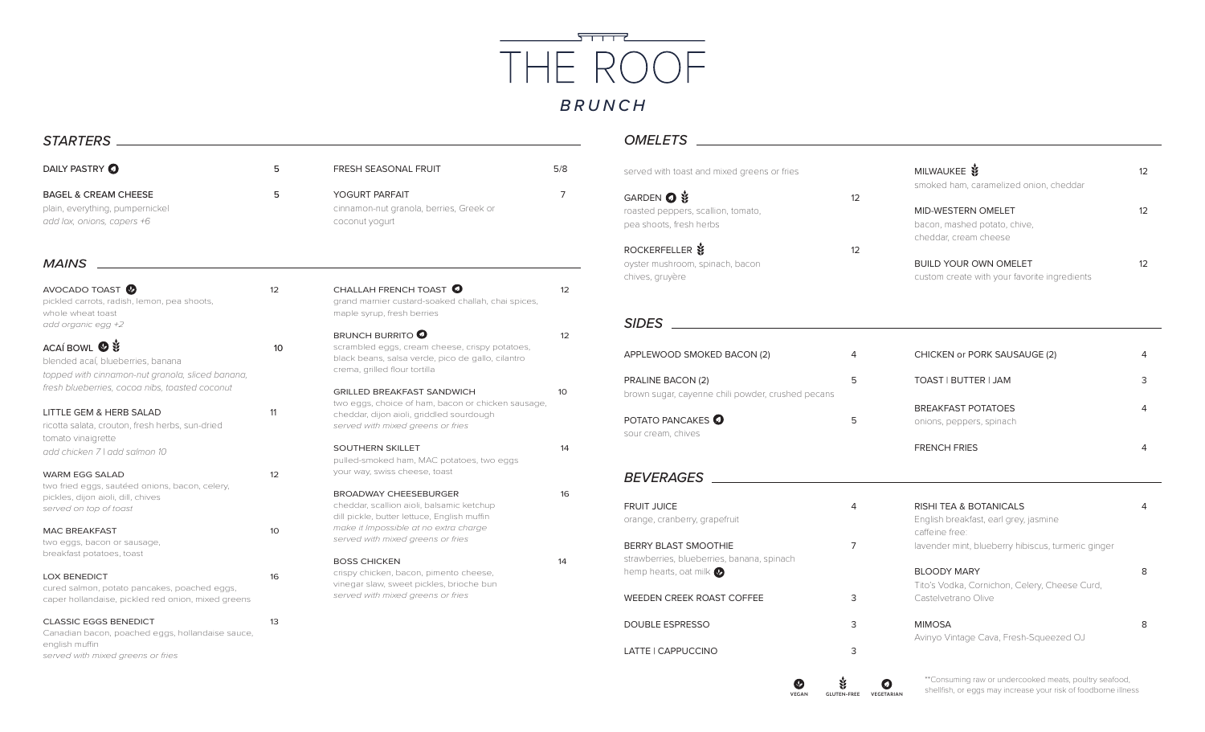# THE ROOF

## BRUNCH

### STARTERS

DAILY PASTRY (vegetarian) — 5

BAGEL & CREAM CHEESE — 5
plain, everything, pumpernickel
*add lox, onions, capers +6*

FRESH SEASONAL FRUIT — 5/8

YOGURT PARFAIT — 7
cinnamon-nut granola, berries, Greek or coconut yogurt

### MAINS

AVOCADO TOAST (vegan) — 12
pickled carrots, radish, lemon, pea shoots, whole wheat toast
*add organic egg +2*

ACAÍ BOWL (vegan) (gluten-free) — 10
blended acaí, blueberries, banana
*topped with cinnamon-nut granola, sliced banana, fresh blueberries, cocoa nibs, toasted coconut*

LITTLE GEM & HERB SALAD — 11
ricotta salata, crouton, fresh herbs, sun-dried tomato vinaigrette
*add chicken 7 | add salmon 10*

WARM EGG SALAD — 12
two fried eggs, sautéed onions, bacon, celery, pickles, dijon aioli, dill, chives
*served on top of toast*

MAC BREAKFAST — 10
two eggs, bacon or sausage, breakfast potatoes, toast

LOX BENEDICT — 16
cured salmon, potato pancakes, poached eggs, caper hollandaise, pickled red onion, mixed greens

CLASSIC EGGS BENEDICT — 13
Canadian bacon, poached eggs, hollandaise sauce, english muffin
*served with mixed greens or fries*

CHALLAH FRENCH TOAST (vegetarian) — 12
grand marnier custard-soaked challah, chai spices, maple syrup, fresh berries

BRUNCH BURRITO (vegetarian) — 12
scrambled eggs, cream cheese, crispy potatoes, black beans, salsa verde, pico de gallo, cilantro crema, grilled flour tortilla

GRILLED BREAKFAST SANDWICH — 10
two eggs, choice of ham, bacon or chicken sausage, cheddar, dijon aioli, griddled sourdough
*served with mixed greens or fries*

SOUTHERN SKILLET — 14
pulled-smoked ham, MAC potatoes, two eggs your way, swiss cheese, toast

BROADWAY CHEESEBURGER — 16
cheddar, scallion aioli, balsamic ketchup dill pickle, butter lettuce, English muffin
*make it Impossible at no extra charge*
*served with mixed greens or fries*

BOSS CHICKEN — 14
crispy chicken, bacon, pimento cheese, vinegar slaw, sweet pickles, brioche bun
*served with mixed greens or fries*

### OMELETS

served with toast and mixed greens or fries

GARDEN (vegetarian) (gluten-free) — 12
roasted peppers, scallion, tomato, pea shoots, fresh herbs

ROCKERFELLER (gluten-free) — 12
oyster mushroom, spinach, bacon chives, gruyère

MILWAUKEE (gluten-free) — 12
smoked ham, caramelized onion, cheddar

MID-WESTERN OMELET — 12
bacon, mashed potato, chive, cheddar, cream cheese

BUILD YOUR OWN OMELET — 12
custom create with your favorite ingredients

### SIDES

APPLEWOOD SMOKED BACON (2) — 4

PRALINE BACON (2) — 5
brown sugar, cayenne chili powder, crushed pecans

POTATO PANCAKES (vegetarian) — 5
sour cream, chives

CHICKEN or PORK SAUSAUGE (2) — 4

TOAST | BUTTER | JAM — 3

BREAKFAST POTATOES — 4
onions, peppers, spinach

FRENCH FRIES — 4

### BEVERAGES

FRUIT JUICE — 4
orange, cranberry, grapefruit

BERRY BLAST SMOOTHIE — 7
strawberries, blueberries, banana, spinach hemp hearts, oat milk (vegan)

WEEDEN CREEK ROAST COFFEE — 3

DOUBLE ESPRESSO — 3

LATTE | CAPPUCCINO — 3

RISHI TEA & BOTANICALS — 4
English breakfast, earl grey, jasmine
caffeine free:
lavender mint, blueberry hibiscus, turmeric ginger

BLOODY MARY — 8
Tito's Vodka, Cornichon, Celery, Cheese Curd, Castelvetrano Olive

MIMOSA — 8
Avinyo Vintage Cava, Fresh-Squeezed OJ

VEGAN | GLUTEN-FREE | VEGETARIAN

**Consuming raw or undercooked meats, poultry seafood, shellfish, or eggs may increase your risk of foodborne illness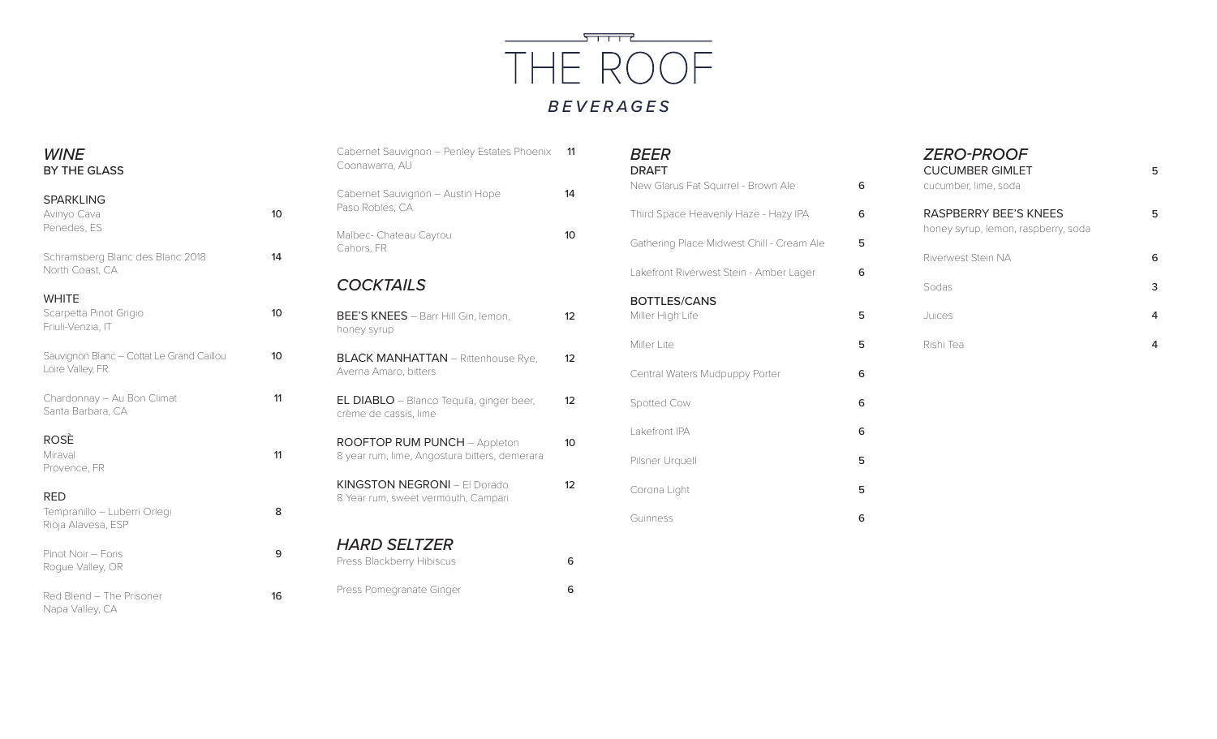# THE ROOF

## *BEVERAGES*

## *WINE*

BY THE GLASS

### SPARKLING

| | |
|---|---|
| Avinyo Cava<br>Penedes, ES | 10 |
| Schramsberg Blanc des Blanc 2018<br>North Coast, CA | 14 |

### WHITE

| | |
|---|---|
| Scarpetta Pinot Grigio<br>Friuli-Venzia, IT | 10 |
| Sauvignon Blanc – Cottat Le Grand Caillou<br>Loire Valley, FR | 10 |
| Chardonnay – Au Bon Climat<br>Santa Barbara, CA | 11 |

### ROSÈ

| | |
|---|---|
| Miraval<br>Provence, FR | 11 |

### RED

| | |
|---|---|
| Tempranillo – Luberri Orlegi<br>Rioja Alavesa, ESP | 8 |
| Pinot Noir – Foris<br>Rogue Valley, OR | 9 |
| Red Blend – The Prisoner<br>Napa Valley, CA | 16 |
| Cabernet Sauvignon – Penley Estates Phoenix<br>Coonawarra, AU | 11 |
| Cabernet Sauvignon – Austin Hope<br>Paso Robles, CA | 14 |
| Malbec- Chateau Cayrou<br>Cahors, FR | 10 |

## *COCKTAILS*

| | |
|---|---|
| BEE'S KNEES – Barr Hill Gin, lemon, honey syrup | 12 |
| BLACK MANHATTAN – Rittenhouse Rye, Averna Amaro, bitters | 12 |
| EL DIABLO – Blanco Tequila, ginger beer, crème de cassis, lime | 12 |
| ROOFTOP RUM PUNCH – Appleton 8 year rum, lime, Angostura bitters, demerara | 10 |
| KINGSTON NEGRONI – El Dorado 8 Year rum, sweet vermouth, Campari | 12 |

## *HARD SELTZER*

| | |
|---|---|
| Press Blackberry Hibiscus | 6 |
| Press Pomegranate Ginger | 6 |

## *BEER*

### DRAFT

| | |
|---|---|
| New Glarus Fat Squirrel - Brown Ale | 6 |
| Third Space Heavenly Haze - Hazy IPA | 6 |
| Gathering Place Midwest Chill - Cream Ale | 5 |
| Lakefront Riverwest Stein - Amber Lager | 6 |

### BOTTLES/CANS

| | |
|---|---|
| Miller High Life | 5 |
| Miller Lite | 5 |
| Central Waters Mudpuppy Porter | 6 |
| Spotted Cow | 6 |
| Lakefront IPA | 6 |
| Pilsner Urquell | 5 |
| Corona Light | 5 |
| Guinness | 6 |

## *ZERO-PROOF*

| | |
|---|---|
| CUCUMBER GIMLET<br>cucumber, lime, soda | 5 |
| RASPBERRY BEE'S KNEES<br>honey syrup, lemon, raspberry, soda | 5 |
| Riverwest Stein NA | 6 |
| Sodas | 3 |
| Juices | 4 |
| Rishi Tea | 4 |